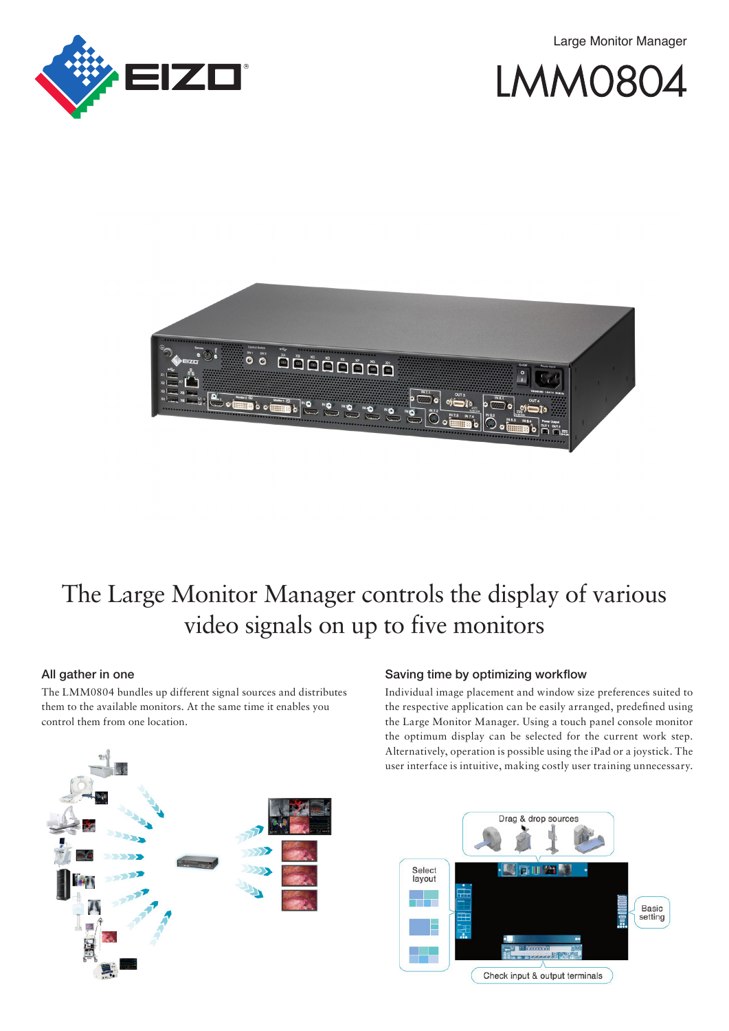Large Monitor Manager

# LMM0804

## The Large Monitor Manager controls the display of various video signals on up to five monitors

### All gather in one

The LMM0804 bundles up different signal sources and distributes them to the available monitors. At the same time it enables you control them from one location.

### Saving time by optimizing workflow

Individual image placement and window size preferences suited to the respective application can be easily arranged, predefined using the Large Monitor Manager. Using a touch panel console monitor the optimum display can be selected for the current work step. Alternatively, operation is possible using the iPad or a joystick. The user interface is intuitive, making costly user training unnecessary.

Drag & drop sources

Select layout

Basic setting

Check input & output terminals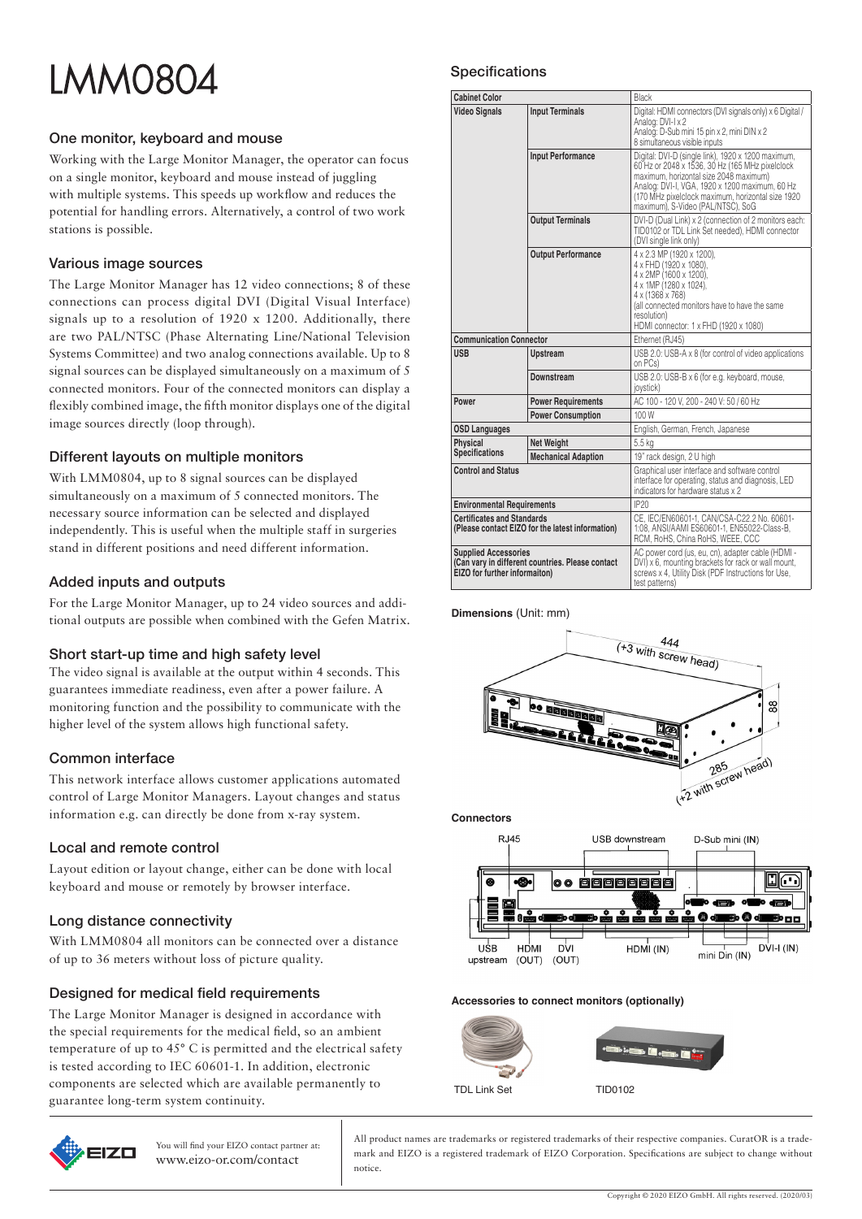# LMM0804

## One monitor, keyboard and mouse

Working with the Large Monitor Manager, the operator can focus on a single monitor, keyboard and mouse instead of juggling with multiple systems. This speeds up workflow and reduces the potential for handling errors. Alternatively, a control of two work stations is possible.

## Various image sources

The Large Monitor Manager has 12 video connections; 8 of these connections can process digital DVI (Digital Visual Interface) signals up to a resolution of 1920 x 1200. Additionally, there are two PAL/NTSC (Phase Alternating Line/National Television Systems Committee) and two analog connections available. Up to 8 signal sources can be displayed simultaneously on a maximum of 5 connected monitors. Four of the connected monitors can display a flexibly combined image, the fifth monitor displays one of the digital image sources directly (loop through).

## Different layouts on multiple monitors

With LMM0804, up to 8 signal sources can be displayed simultaneously on a maximum of 5 connected monitors. The necessary source information can be selected and displayed independently. This is useful when the multiple staff in surgeries stand in different positions and need different information.

## Added inputs and outputs

For the Large Monitor Manager, up to 24 video sources and additional outputs are possible when combined with the Gefen Matrix.

## Short start-up time and high safety level

The video signal is available at the output within 4 seconds. This guarantees immediate readiness, even after a power failure. A monitoring function and the possibility to communicate with the higher level of the system allows high functional safety.

## Common interface

This network interface allows customer applications automated control of Large Monitor Managers. Layout changes and status information e.g. can directly be done from x-ray system.

## Local and remote control

Layout edition or layout change, either can be done with local keyboard and mouse or remotely by browser interface.

## Long distance connectivity

With LMM0804 all monitors can be connected over a distance of up to 36 meters without loss of picture quality.

## Designed for medical field requirements

The Large Monitor Manager is designed in accordance with the special requirements for the medical field, so an ambient temperature of up to 45° C is permitted and the electrical safety is tested according to IEC 60601-1. In addition, electronic components are selected which are available permanently to guarantee long-term system continuity.

## Specifications

| | | |
|---|---|---|
| **Cabinet Color** | | Black |
| **Video Signals** | **Input Terminals** | Digital: HDMI connectors (DVI signals only) x 6 Digital / Analog: DVI-I x 2<br>Analog: D-Sub mini 15 pin x 2, mini DIN x 2<br>8 simultaneous visible inputs |
| | **Input Performance** | Digital: DVI-D (single link), 1920 x 1200 maximum, 60 Hz or 2048 x 1536, 30 Hz (165 MHz pixelclock maximum, horizontal size 2048 maximum)<br>Analog: DVI-I, VGA, 1920 x 1200 maximum, 60 Hz (170 MHz pixelclock maximum, horizontal size 1920 maximum), S-Video (PAL/NTSC), SoG |
| | **Output Terminals** | DVI-D (Dual Link) x 2 (connection of 2 monitors each: TID0102 or TDL Link Set needed), HDMI connector (DVI single link only) |
| | **Output Performance** | 4 x 2.3 MP (1920 x 1200),<br>4 x FHD (1920 x 1080),<br>4 x 2MP (1600 x 1200),<br>4 x 1MP (1280 x 1024),<br>4 x (1368 x 768)<br>(all connected monitors have to have the same resolution)<br>HDMI connector: 1 x FHD (1920 x 1080) |
| **Communication Connector** | | Ethernet (RJ45) |
| **USB** | **Upstream** | USB 2.0: USB-A x 8 (for control of video applications on PCs) |
| | **Downstream** | USB 2.0: USB-B x 6 (for e.g. keyboard, mouse, joystick) |
| **Power** | **Power Requirements** | AC 100 - 120 V, 200 - 240 V: 50 / 60 Hz |
| | **Power Consumption** | 100 W |
| **OSD Languages** | | English, German, French, Japanese |
| **Physical Specifications** | **Net Weight** | 5.5 kg |
| | **Mechanical Adaption** | 19" rack design, 2 U high |
| **Control and Status** | | Graphical user interface and software control interface for operating, status and diagnosis, LED indicators for hardware status x 2 |
| **Environmental Requirements** | | IP20 |
| **Certificates and Standards (Please contact EIZO for the latest information)** | | CE, IEC/EN60601-1, CAN/CSA-C22.2 No. 60601-1:08, ANSI/AAMI ES60601-1, EN55022-Class-B, RCM, RoHS, China RoHS, WEEE, CCC |
| **Supplied Accessories (Can vary in different countries. Please contact EIZO for further informaiton)** | | AC power cord (us, eu, cn), adapter cable (HDMI - DVI) x 6, mounting brackets for rack or wall mount, screws x 4, Utility Disk (PDF Instructions for Use, test patterns) |

**Dimensions** (Unit: mm)

444 (+3 with screw head)
88
285 (+2 with screw head)

**Connectors**

RJ45
USB downstream
D-Sub mini (IN)
USB upstream
HDMI (OUT)
DVI (OUT)
HDMI (IN)
mini Din (IN)
DVI-I (IN)

**Accessories to connect monitors (optionally)**

TDL Link Set

TID0102

You will find your EIZO contact partner at:
www.eizo-or.com/contact

All product names are trademarks or registered trademarks of their respective companies. CuratOR is a trademark and EIZO is a registered trademark of EIZO Corporation. Specifications are subject to change without notice.

Copyright © 2020 EIZO GmbH. All rights reserved. (2020/03)